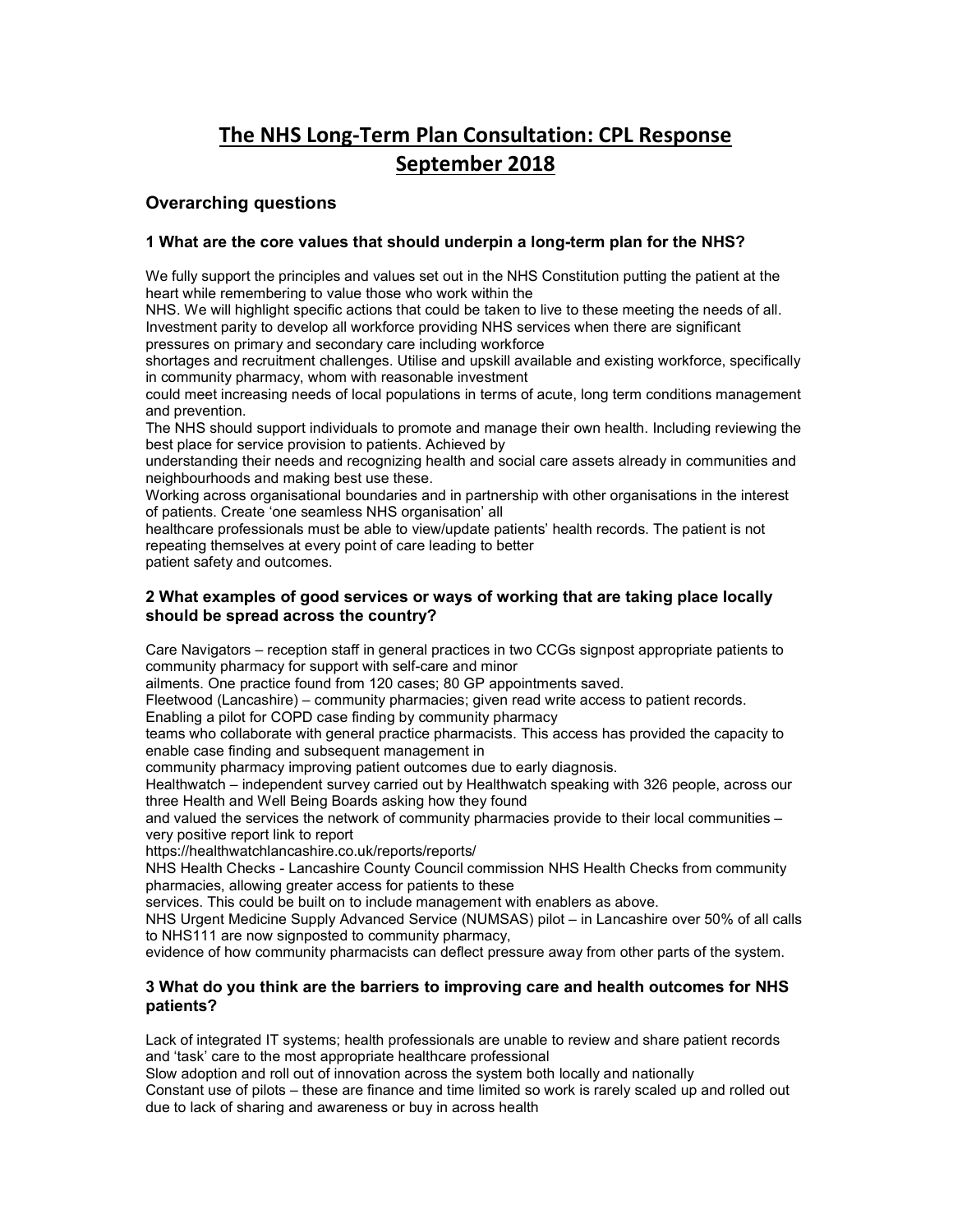# The NHS Long-Term Plan Consultation: CPL Response September 2018

## Overarching questions

### 1 What are the core values that should underpin a long-term plan for the NHS?

We fully support the principles and values set out in the NHS Constitution putting the patient at the heart while remembering to value those who work within the NHS. We will highlight specific actions that could be taken to live to these meeting the needs of all.
Investment parity to develop all workforce providing NHS services when there are significant pressures on primary and secondary care including workforce shortages and recruitment challenges. Utilise and upskill available and existing workforce, specifically in community pharmacy, whom with reasonable investment could meet increasing needs of local populations in terms of acute, long term conditions management and prevention.
The NHS should support individuals to promote and manage their own health. Including reviewing the best place for service provision to patients. Achieved by understanding their needs and recognizing health and social care assets already in communities and neighbourhoods and making best use these.
Working across organisational boundaries and in partnership with other organisations in the interest of patients. Create 'one seamless NHS organisation' all healthcare professionals must be able to view/update patients' health records. The patient is not repeating themselves at every point of care leading to better patient safety and outcomes.

### 2 What examples of good services or ways of working that are taking place locally should be spread across the country?

Care Navigators – reception staff in general practices in two CCGs signpost appropriate patients to community pharmacy for support with self-care and minor ailments. One practice found from 120 cases; 80 GP appointments saved.
Fleetwood (Lancashire) – community pharmacies; given read write access to patient records. Enabling a pilot for COPD case finding by community pharmacy teams who collaborate with general practice pharmacists. This access has provided the capacity to enable case finding and subsequent management in community pharmacy improving patient outcomes due to early diagnosis.
Healthwatch – independent survey carried out by Healthwatch speaking with 326 people, across our three Health and Well Being Boards asking how they found and valued the services the network of community pharmacies provide to their local communities – very positive report link to report
https://healthwatchlancashire.co.uk/reports/reports/
NHS Health Checks - Lancashire County Council commission NHS Health Checks from community pharmacies, allowing greater access for patients to these services. This could be built on to include management with enablers as above.
NHS Urgent Medicine Supply Advanced Service (NUMSAS) pilot – in Lancashire over 50% of all calls to NHS111 are now signposted to community pharmacy, evidence of how community pharmacists can deflect pressure away from other parts of the system.

### 3 What do you think are the barriers to improving care and health outcomes for NHS patients?

Lack of integrated IT systems; health professionals are unable to review and share patient records and 'task' care to the most appropriate healthcare professional
Slow adoption and roll out of innovation across the system both locally and nationally
Constant use of pilots – these are finance and time limited so work is rarely scaled up and rolled out due to lack of sharing and awareness or buy in across health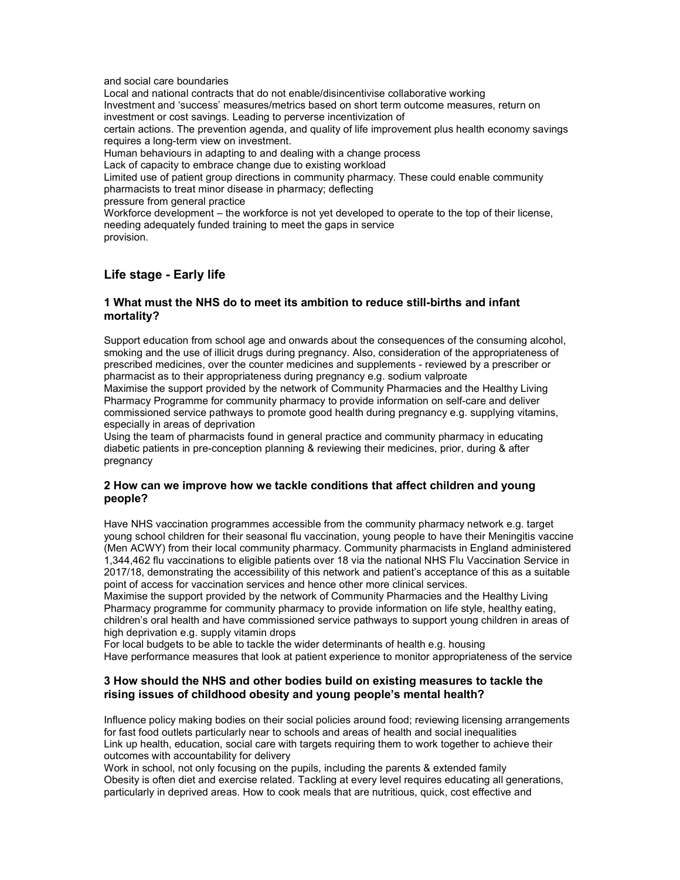and social care boundaries

Local and national contracts that do not enable/disincentivise collaborative working

Investment and 'success' measures/metrics based on short term outcome measures, return on investment or cost savings. Leading to perverse incentivization of certain actions. The prevention agenda, and quality of life improvement plus health economy savings requires a long-term view on investment.

Human behaviours in adapting to and dealing with a change process

Lack of capacity to embrace change due to existing workload

Limited use of patient group directions in community pharmacy. These could enable community pharmacists to treat minor disease in pharmacy; deflecting pressure from general practice

Workforce development – the workforce is not yet developed to operate to the top of their license, needing adequately funded training to meet the gaps in service provision.

## Life stage - Early life

### 1 What must the NHS do to meet its ambition to reduce still-births and infant mortality?

Support education from school age and onwards about the consequences of the consuming alcohol, smoking and the use of illicit drugs during pregnancy. Also, consideration of the appropriateness of prescribed medicines, over the counter medicines and supplements - reviewed by a prescriber or pharmacist as to their appropriateness during pregnancy e.g. sodium valproate

Maximise the support provided by the network of Community Pharmacies and the Healthy Living Pharmacy Programme for community pharmacy to provide information on self-care and deliver commissioned service pathways to promote good health during pregnancy e.g. supplying vitamins, especially in areas of deprivation

Using the team of pharmacists found in general practice and community pharmacy in educating diabetic patients in pre-conception planning & reviewing their medicines, prior, during & after pregnancy

### 2 How can we improve how we tackle conditions that affect children and young people?

Have NHS vaccination programmes accessible from the community pharmacy network e.g. target young school children for their seasonal flu vaccination, young people to have their Meningitis vaccine (Men ACWY) from their local community pharmacy. Community pharmacists in England administered 1,344,462 flu vaccinations to eligible patients over 18 via the national NHS Flu Vaccination Service in 2017/18, demonstrating the accessibility of this network and patient's acceptance of this as a suitable point of access for vaccination services and hence other more clinical services.

Maximise the support provided by the network of Community Pharmacies and the Healthy Living Pharmacy programme for community pharmacy to provide information on life style, healthy eating, children's oral health and have commissioned service pathways to support young children in areas of high deprivation e.g. supply vitamin drops

For local budgets to be able to tackle the wider determinants of health e.g. housing

Have performance measures that look at patient experience to monitor appropriateness of the service

### 3 How should the NHS and other bodies build on existing measures to tackle the rising issues of childhood obesity and young people's mental health?

Influence policy making bodies on their social policies around food; reviewing licensing arrangements for fast food outlets particularly near to schools and areas of health and social inequalities

Link up health, education, social care with targets requiring them to work together to achieve their outcomes with accountability for delivery

Work in school, not only focusing on the pupils, including the parents & extended family

Obesity is often diet and exercise related. Tackling at every level requires educating all generations, particularly in deprived areas. How to cook meals that are nutritious, quick, cost effective and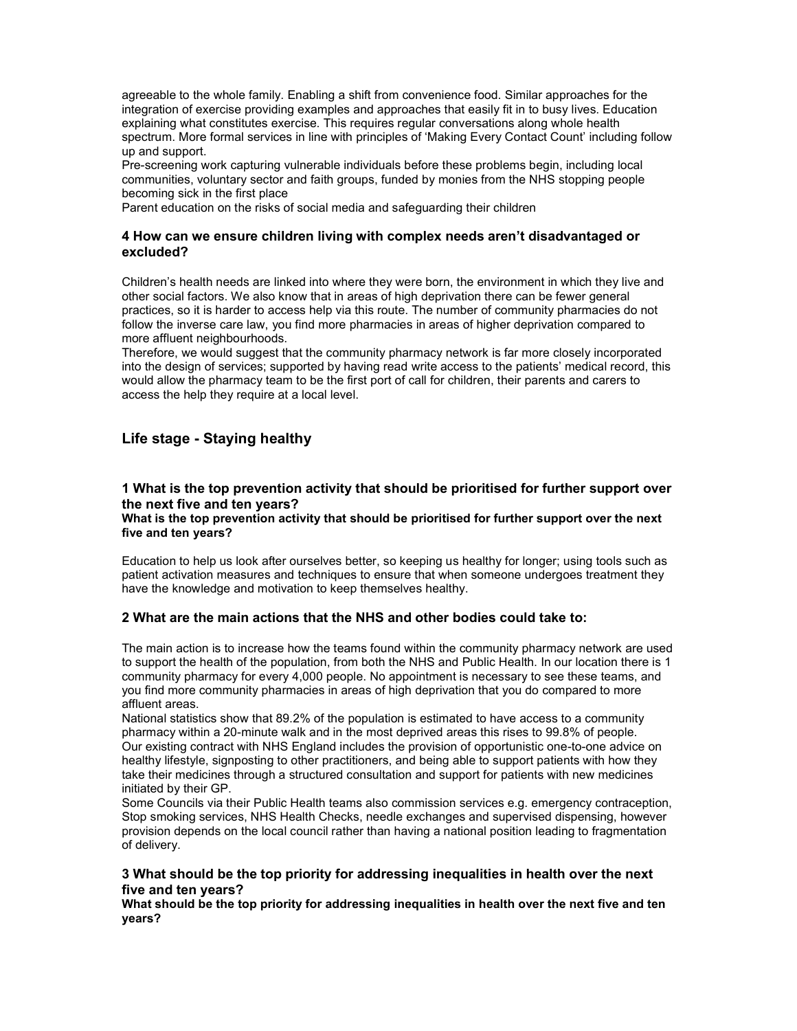agreeable to the whole family. Enabling a shift from convenience food. Similar approaches for the integration of exercise providing examples and approaches that easily fit in to busy lives. Education explaining what constitutes exercise. This requires regular conversations along whole health spectrum. More formal services in line with principles of 'Making Every Contact Count' including follow up and support.

Pre-screening work capturing vulnerable individuals before these problems begin, including local communities, voluntary sector and faith groups, funded by monies from the NHS stopping people becoming sick in the first place

Parent education on the risks of social media and safeguarding their children

### 4 How can we ensure children living with complex needs aren't disadvantaged or excluded?

Children's health needs are linked into where they were born, the environment in which they live and other social factors. We also know that in areas of high deprivation there can be fewer general practices, so it is harder to access help via this route. The number of community pharmacies do not follow the inverse care law, you find more pharmacies in areas of higher deprivation compared to more affluent neighbourhoods.

Therefore, we would suggest that the community pharmacy network is far more closely incorporated into the design of services; supported by having read write access to the patients' medical record, this would allow the pharmacy team to be the first port of call for children, their parents and carers to access the help they require at a local level.

## Life stage - Staying healthy

### 1 What is the top prevention activity that should be prioritised for further support over the next five and ten years?

**What is the top prevention activity that should be prioritised for further support over the next five and ten years?**

Education to help us look after ourselves better, so keeping us healthy for longer; using tools such as patient activation measures and techniques to ensure that when someone undergoes treatment they have the knowledge and motivation to keep themselves healthy.

### 2 What are the main actions that the NHS and other bodies could take to:

The main action is to increase how the teams found within the community pharmacy network are used to support the health of the population, from both the NHS and Public Health. In our location there is 1 community pharmacy for every 4,000 people. No appointment is necessary to see these teams, and you find more community pharmacies in areas of high deprivation that you do compared to more affluent areas.

National statistics show that 89.2% of the population is estimated to have access to a community pharmacy within a 20-minute walk and in the most deprived areas this rises to 99.8% of people.

Our existing contract with NHS England includes the provision of opportunistic one-to-one advice on healthy lifestyle, signposting to other practitioners, and being able to support patients with how they take their medicines through a structured consultation and support for patients with new medicines initiated by their GP.

Some Councils via their Public Health teams also commission services e.g. emergency contraception, Stop smoking services, NHS Health Checks, needle exchanges and supervised dispensing, however provision depends on the local council rather than having a national position leading to fragmentation of delivery.

### 3 What should be the top priority for addressing inequalities in health over the next five and ten years?

**What should be the top priority for addressing inequalities in health over the next five and ten years?**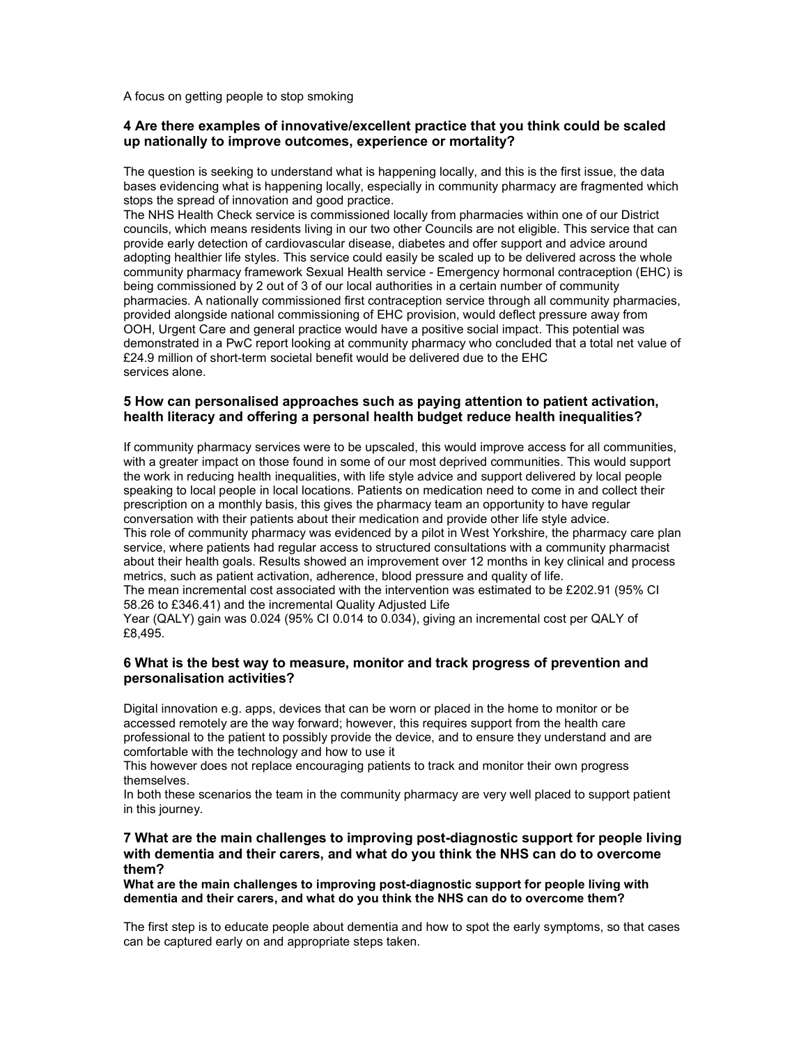A focus on getting people to stop smoking

### 4 Are there examples of innovative/excellent practice that you think could be scaled up nationally to improve outcomes, experience or mortality?

The question is seeking to understand what is happening locally, and this is the first issue, the data bases evidencing what is happening locally, especially in community pharmacy are fragmented which stops the spread of innovation and good practice.
The NHS Health Check service is commissioned locally from pharmacies within one of our District councils, which means residents living in our two other Councils are not eligible. This service that can provide early detection of cardiovascular disease, diabetes and offer support and advice around adopting healthier life styles. This service could easily be scaled up to be delivered across the whole community pharmacy framework Sexual Health service - Emergency hormonal contraception (EHC) is being commissioned by 2 out of 3 of our local authorities in a certain number of community pharmacies. A nationally commissioned first contraception service through all community pharmacies, provided alongside national commissioning of EHC provision, would deflect pressure away from OOH, Urgent Care and general practice would have a positive social impact. This potential was demonstrated in a PwC report looking at community pharmacy who concluded that a total net value of £24.9 million of short-term societal benefit would be delivered due to the EHC services alone.

### 5 How can personalised approaches such as paying attention to patient activation, health literacy and offering a personal health budget reduce health inequalities?

If community pharmacy services were to be upscaled, this would improve access for all communities, with a greater impact on those found in some of our most deprived communities. This would support the work in reducing health inequalities, with life style advice and support delivered by local people speaking to local people in local locations. Patients on medication need to come in and collect their prescription on a monthly basis, this gives the pharmacy team an opportunity to have regular conversation with their patients about their medication and provide other life style advice.
This role of community pharmacy was evidenced by a pilot in West Yorkshire, the pharmacy care plan service, where patients had regular access to structured consultations with a community pharmacist about their health goals. Results showed an improvement over 12 months in key clinical and process metrics, such as patient activation, adherence, blood pressure and quality of life.
The mean incremental cost associated with the intervention was estimated to be £202.91 (95% CI 58.26 to £346.41) and the incremental Quality Adjusted Life Year (QALY) gain was 0.024 (95% CI 0.014 to 0.034), giving an incremental cost per QALY of £8,495.

### 6 What is the best way to measure, monitor and track progress of prevention and personalisation activities?

Digital innovation e.g. apps, devices that can be worn or placed in the home to monitor or be accessed remotely are the way forward; however, this requires support from the health care professional to the patient to possibly provide the device, and to ensure they understand and are comfortable with the technology and how to use it
This however does not replace encouraging patients to track and monitor their own progress themselves.
In both these scenarios the team in the community pharmacy are very well placed to support patient in this journey.

### 7 What are the main challenges to improving post-diagnostic support for people living with dementia and their carers, and what do you think the NHS can do to overcome them?

**What are the main challenges to improving post-diagnostic support for people living with dementia and their carers, and what do you think the NHS can do to overcome them?**

The first step is to educate people about dementia and how to spot the early symptoms, so that cases can be captured early on and appropriate steps taken.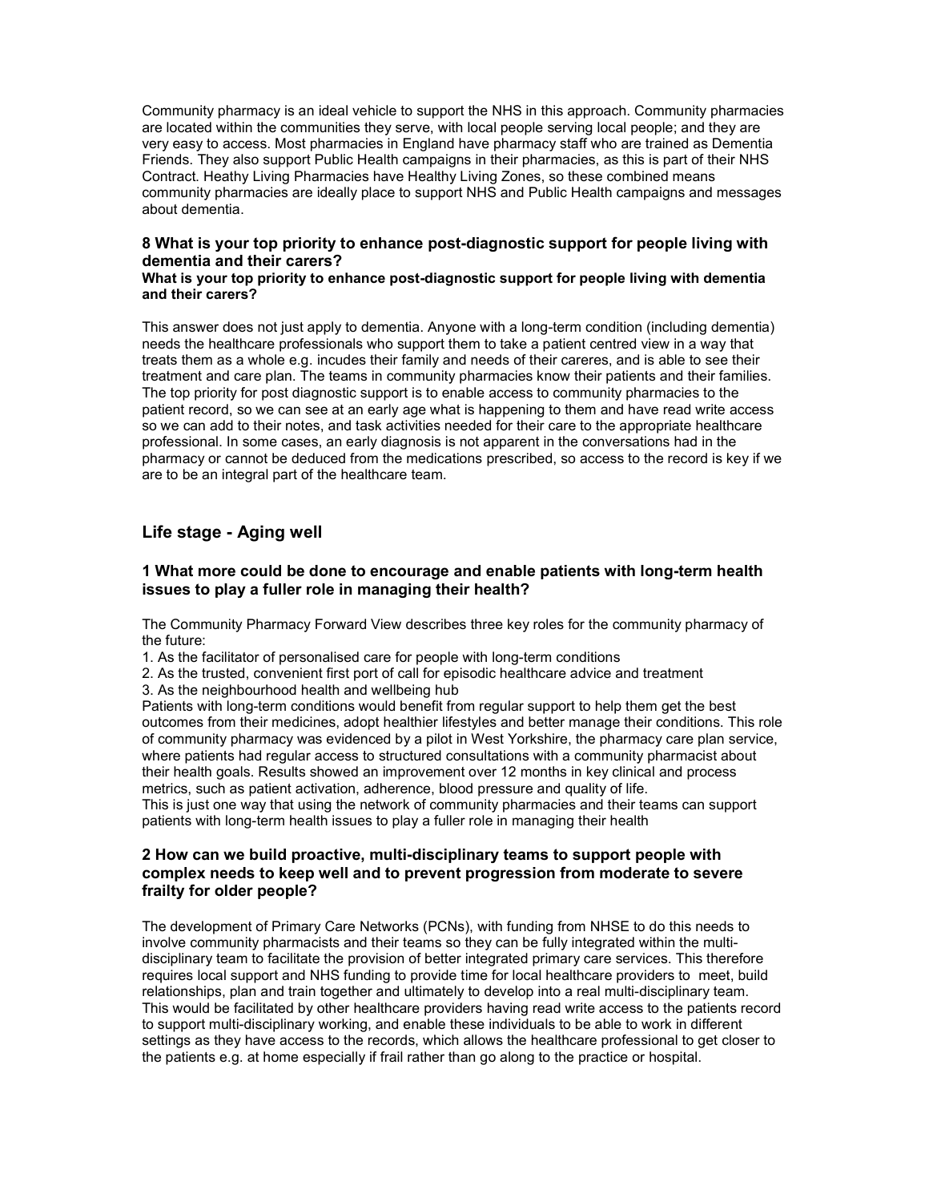Community pharmacy is an ideal vehicle to support the NHS in this approach. Community pharmacies are located within the communities they serve, with local people serving local people; and they are very easy to access. Most pharmacies in England have pharmacy staff who are trained as Dementia Friends. They also support Public Health campaigns in their pharmacies, as this is part of their NHS Contract. Heathy Living Pharmacies have Healthy Living Zones, so these combined means community pharmacies are ideally place to support NHS and Public Health campaigns and messages about dementia.

### 8 What is your top priority to enhance post-diagnostic support for people living with dementia and their carers?

**What is your top priority to enhance post-diagnostic support for people living with dementia and their carers?**

This answer does not just apply to dementia. Anyone with a long-term condition (including dementia) needs the healthcare professionals who support them to take a patient centred view in a way that treats them as a whole e.g. incudes their family and needs of their careres, and is able to see their treatment and care plan. The teams in community pharmacies know their patients and their families. The top priority for post diagnostic support is to enable access to community pharmacies to the patient record, so we can see at an early age what is happening to them and have read write access so we can add to their notes, and task activities needed for their care to the appropriate healthcare professional. In some cases, an early diagnosis is not apparent in the conversations had in the pharmacy or cannot be deduced from the medications prescribed, so access to the record is key if we are to be an integral part of the healthcare team.

## Life stage - Aging well

### 1 What more could be done to encourage and enable patients with long-term health issues to play a fuller role in managing their health?

The Community Pharmacy Forward View describes three key roles for the community pharmacy of the future:

1. As the facilitator of personalised care for people with long-term conditions
2. As the trusted, convenient first port of call for episodic healthcare advice and treatment
3. As the neighbourhood health and wellbeing hub

Patients with long-term conditions would benefit from regular support to help them get the best outcomes from their medicines, adopt healthier lifestyles and better manage their conditions. This role of community pharmacy was evidenced by a pilot in West Yorkshire, the pharmacy care plan service, where patients had regular access to structured consultations with a community pharmacist about their health goals. Results showed an improvement over 12 months in key clinical and process metrics, such as patient activation, adherence, blood pressure and quality of life.
This is just one way that using the network of community pharmacies and their teams can support patients with long-term health issues to play a fuller role in managing their health

### 2 How can we build proactive, multi-disciplinary teams to support people with complex needs to keep well and to prevent progression from moderate to severe frailty for older people?

The development of Primary Care Networks (PCNs), with funding from NHSE to do this needs to involve community pharmacists and their teams so they can be fully integrated within the multi-disciplinary team to facilitate the provision of better integrated primary care services. This therefore requires local support and NHS funding to provide time for local healthcare providers to meet, build relationships, plan and train together and ultimately to develop into a real multi-disciplinary team. This would be facilitated by other healthcare providers having read write access to the patients record to support multi-disciplinary working, and enable these individuals to be able to work in different settings as they have access to the records, which allows the healthcare professional to get closer to the patients e.g. at home especially if frail rather than go along to the practice or hospital.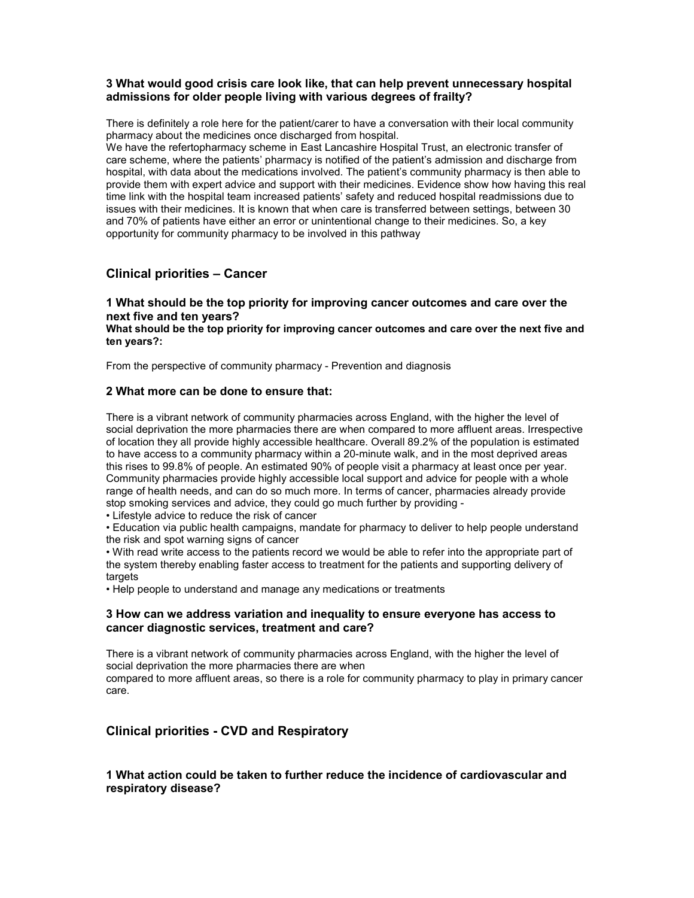### 3 What would good crisis care look like, that can help prevent unnecessary hospital admissions for older people living with various degrees of frailty?

There is definitely a role here for the patient/carer to have a conversation with their local community pharmacy about the medicines once discharged from hospital.
We have the refertopharmacy scheme in East Lancashire Hospital Trust, an electronic transfer of care scheme, where the patients' pharmacy is notified of the patient's admission and discharge from hospital, with data about the medications involved. The patient's community pharmacy is then able to provide them with expert advice and support with their medicines. Evidence show how having this real time link with the hospital team increased patients' safety and reduced hospital readmissions due to issues with their medicines. It is known that when care is transferred between settings, between 30 and 70% of patients have either an error or unintentional change to their medicines. So, a key opportunity for community pharmacy to be involved in this pathway

## Clinical priorities – Cancer

### 1 What should be the top priority for improving cancer outcomes and care over the next five and ten years?

**What should be the top priority for improving cancer outcomes and care over the next five and ten years?:**

From the perspective of community pharmacy - Prevention and diagnosis

### 2 What more can be done to ensure that:

There is a vibrant network of community pharmacies across England, with the higher the level of social deprivation the more pharmacies there are when compared to more affluent areas. Irrespective of location they all provide highly accessible healthcare. Overall 89.2% of the population is estimated to have access to a community pharmacy within a 20-minute walk, and in the most deprived areas this rises to 99.8% of people. An estimated 90% of people visit a pharmacy at least once per year. Community pharmacies provide highly accessible local support and advice for people with a whole range of health needs, and can do so much more. In terms of cancer, pharmacies already provide stop smoking services and advice, they could go much further by providing -

- Lifestyle advice to reduce the risk of cancer
- Education via public health campaigns, mandate for pharmacy to deliver to help people understand the risk and spot warning signs of cancer
- With read write access to the patients record we would be able to refer into the appropriate part of the system thereby enabling faster access to treatment for the patients and supporting delivery of targets
- Help people to understand and manage any medications or treatments

### 3 How can we address variation and inequality to ensure everyone has access to cancer diagnostic services, treatment and care?

There is a vibrant network of community pharmacies across England, with the higher the level of social deprivation the more pharmacies there are when
compared to more affluent areas, so there is a role for community pharmacy to play in primary cancer care.

## Clinical priorities - CVD and Respiratory

### 1 What action could be taken to further reduce the incidence of cardiovascular and respiratory disease?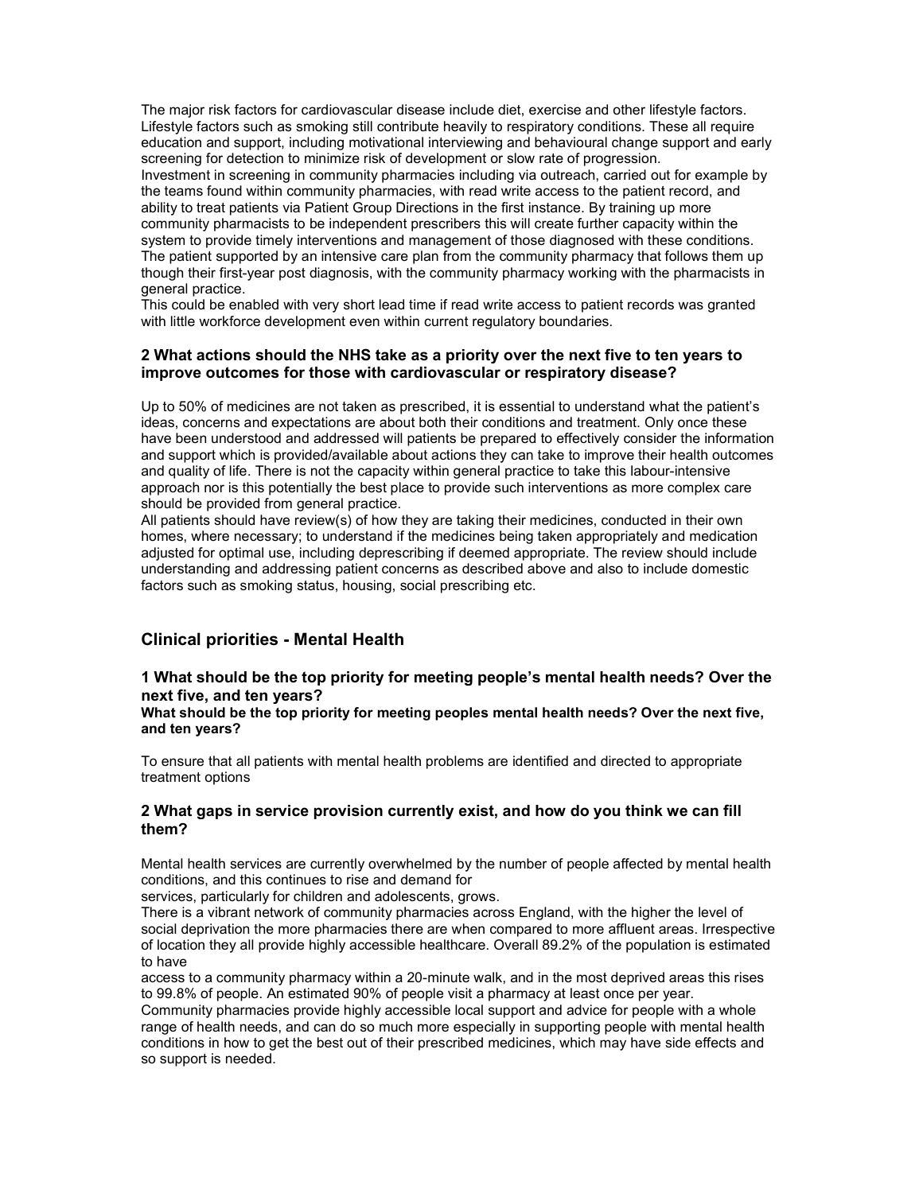The major risk factors for cardiovascular disease include diet, exercise and other lifestyle factors. Lifestyle factors such as smoking still contribute heavily to respiratory conditions. These all require education and support, including motivational interviewing and behavioural change support and early screening for detection to minimize risk of development or slow rate of progression.
Investment in screening in community pharmacies including via outreach, carried out for example by the teams found within community pharmacies, with read write access to the patient record, and ability to treat patients via Patient Group Directions in the first instance. By training up more community pharmacists to be independent prescribers this will create further capacity within the system to provide timely interventions and management of those diagnosed with these conditions. The patient supported by an intensive care plan from the community pharmacy that follows them up though their first-year post diagnosis, with the community pharmacy working with the pharmacists in general practice.
This could be enabled with very short lead time if read write access to patient records was granted with little workforce development even within current regulatory boundaries.

### 2 What actions should the NHS take as a priority over the next five to ten years to improve outcomes for those with cardiovascular or respiratory disease?

Up to 50% of medicines are not taken as prescribed, it is essential to understand what the patient's ideas, concerns and expectations are about both their conditions and treatment. Only once these have been understood and addressed will patients be prepared to effectively consider the information and support which is provided/available about actions they can take to improve their health outcomes and quality of life. There is not the capacity within general practice to take this labour-intensive approach nor is this potentially the best place to provide such interventions as more complex care should be provided from general practice.
All patients should have review(s) of how they are taking their medicines, conducted in their own homes, where necessary; to understand if the medicines being taken appropriately and medication adjusted for optimal use, including deprescribing if deemed appropriate. The review should include understanding and addressing patient concerns as described above and also to include domestic factors such as smoking status, housing, social prescribing etc.

## Clinical priorities - Mental Health

### 1 What should be the top priority for meeting people's mental health needs? Over the next five, and ten years?

**What should be the top priority for meeting peoples mental health needs? Over the next five, and ten years?**

To ensure that all patients with mental health problems are identified and directed to appropriate treatment options

### 2 What gaps in service provision currently exist, and how do you think we can fill them?

Mental health services are currently overwhelmed by the number of people affected by mental health conditions, and this continues to rise and demand for
services, particularly for children and adolescents, grows.
There is a vibrant network of community pharmacies across England, with the higher the level of social deprivation the more pharmacies there are when compared to more affluent areas. Irrespective of location they all provide highly accessible healthcare. Overall 89.2% of the population is estimated to have
access to a community pharmacy within a 20-minute walk, and in the most deprived areas this rises to 99.8% of people. An estimated 90% of people visit a pharmacy at least once per year.
Community pharmacies provide highly accessible local support and advice for people with a whole range of health needs, and can do so much more especially in supporting people with mental health conditions in how to get the best out of their prescribed medicines, which may have side effects and so support is needed.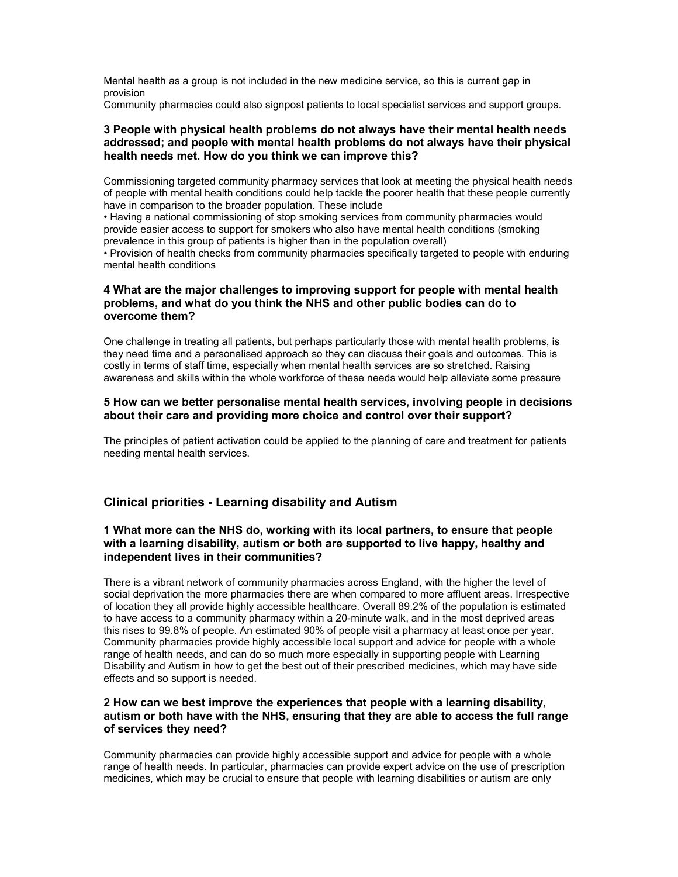Mental health as a group is not included in the new medicine service, so this is current gap in provision
Community pharmacies could also signpost patients to local specialist services and support groups.

### 3 People with physical health problems do not always have their mental health needs addressed; and people with mental health problems do not always have their physical health needs met. How do you think we can improve this?

Commissioning targeted community pharmacy services that look at meeting the physical health needs of people with mental health conditions could help tackle the poorer health that these people currently have in comparison to the broader population. These include

- Having a national commissioning of stop smoking services from community pharmacies would provide easier access to support for smokers who also have mental health conditions (smoking prevalence in this group of patients is higher than in the population overall)
- Provision of health checks from community pharmacies specifically targeted to people with enduring mental health conditions

### 4 What are the major challenges to improving support for people with mental health problems, and what do you think the NHS and other public bodies can do to overcome them?

One challenge in treating all patients, but perhaps particularly those with mental health problems, is they need time and a personalised approach so they can discuss their goals and outcomes. This is costly in terms of staff time, especially when mental health services are so stretched. Raising awareness and skills within the whole workforce of these needs would help alleviate some pressure

### 5 How can we better personalise mental health services, involving people in decisions about their care and providing more choice and control over their support?

The principles of patient activation could be applied to the planning of care and treatment for patients needing mental health services.

## Clinical priorities - Learning disability and Autism

### 1 What more can the NHS do, working with its local partners, to ensure that people with a learning disability, autism or both are supported to live happy, healthy and independent lives in their communities?

There is a vibrant network of community pharmacies across England, with the higher the level of social deprivation the more pharmacies there are when compared to more affluent areas. Irrespective of location they all provide highly accessible healthcare. Overall 89.2% of the population is estimated to have access to a community pharmacy within a 20-minute walk, and in the most deprived areas this rises to 99.8% of people. An estimated 90% of people visit a pharmacy at least once per year. Community pharmacies provide highly accessible local support and advice for people with a whole range of health needs, and can do so much more especially in supporting people with Learning Disability and Autism in how to get the best out of their prescribed medicines, which may have side effects and so support is needed.

### 2 How can we best improve the experiences that people with a learning disability, autism or both have with the NHS, ensuring that they are able to access the full range of services they need?

Community pharmacies can provide highly accessible support and advice for people with a whole range of health needs. In particular, pharmacies can provide expert advice on the use of prescription medicines, which may be crucial to ensure that people with learning disabilities or autism are only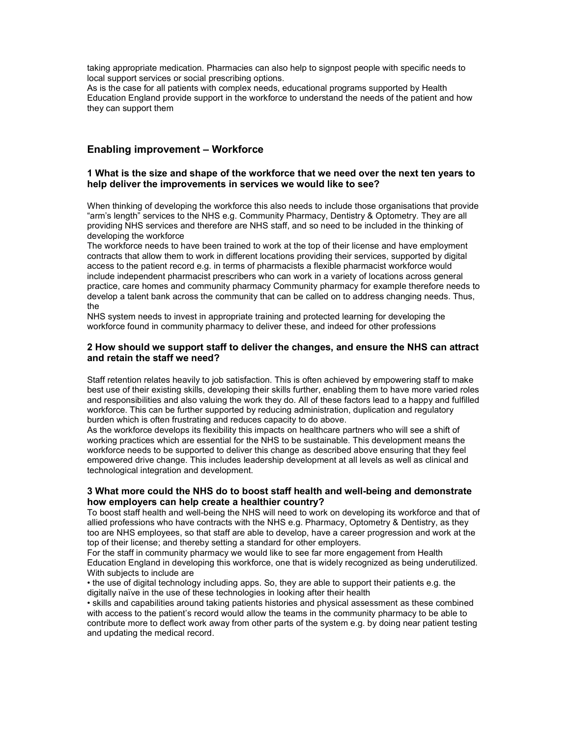taking appropriate medication. Pharmacies can also help to signpost people with specific needs to local support services or social prescribing options.
As is the case for all patients with complex needs, educational programs supported by Health Education England provide support in the workforce to understand the needs of the patient and how they can support them

## Enabling improvement – Workforce

### 1 What is the size and shape of the workforce that we need over the next ten years to help deliver the improvements in services we would like to see?

When thinking of developing the workforce this also needs to include those organisations that provide "arm's length" services to the NHS e.g. Community Pharmacy, Dentistry & Optometry. They are all providing NHS services and therefore are NHS staff, and so need to be included in the thinking of developing the workforce
The workforce needs to have been trained to work at the top of their license and have employment contracts that allow them to work in different locations providing their services, supported by digital access to the patient record e.g. in terms of pharmacists a flexible pharmacist workforce would include independent pharmacist prescribers who can work in a variety of locations across general practice, care homes and community pharmacy Community pharmacy for example therefore needs to develop a talent bank across the community that can be called on to address changing needs. Thus, the
NHS system needs to invest in appropriate training and protected learning for developing the workforce found in community pharmacy to deliver these, and indeed for other professions

### 2 How should we support staff to deliver the changes, and ensure the NHS can attract and retain the staff we need?

Staff retention relates heavily to job satisfaction. This is often achieved by empowering staff to make best use of their existing skills, developing their skills further, enabling them to have more varied roles and responsibilities and also valuing the work they do. All of these factors lead to a happy and fulfilled workforce. This can be further supported by reducing administration, duplication and regulatory burden which is often frustrating and reduces capacity to do above.
As the workforce develops its flexibility this impacts on healthcare partners who will see a shift of working practices which are essential for the NHS to be sustainable. This development means the workforce needs to be supported to deliver this change as described above ensuring that they feel empowered drive change. This includes leadership development at all levels as well as clinical and technological integration and development.

### 3 What more could the NHS do to boost staff health and well-being and demonstrate how employers can help create a healthier country?

To boost staff health and well-being the NHS will need to work on developing its workforce and that of allied professions who have contracts with the NHS e.g. Pharmacy, Optometry & Dentistry, as they too are NHS employees, so that staff are able to develop, have a career progression and work at the top of their license; and thereby setting a standard for other employers.
For the staff in community pharmacy we would like to see far more engagement from Health Education England in developing this workforce, one that is widely recognized as being underutilized. With subjects to include are

- the use of digital technology including apps. So, they are able to support their patients e.g. the digitally naïve in the use of these technologies in looking after their health
- skills and capabilities around taking patients histories and physical assessment as these combined with access to the patient's record would allow the teams in the community pharmacy to be able to contribute more to deflect work away from other parts of the system e.g. by doing near patient testing and updating the medical record.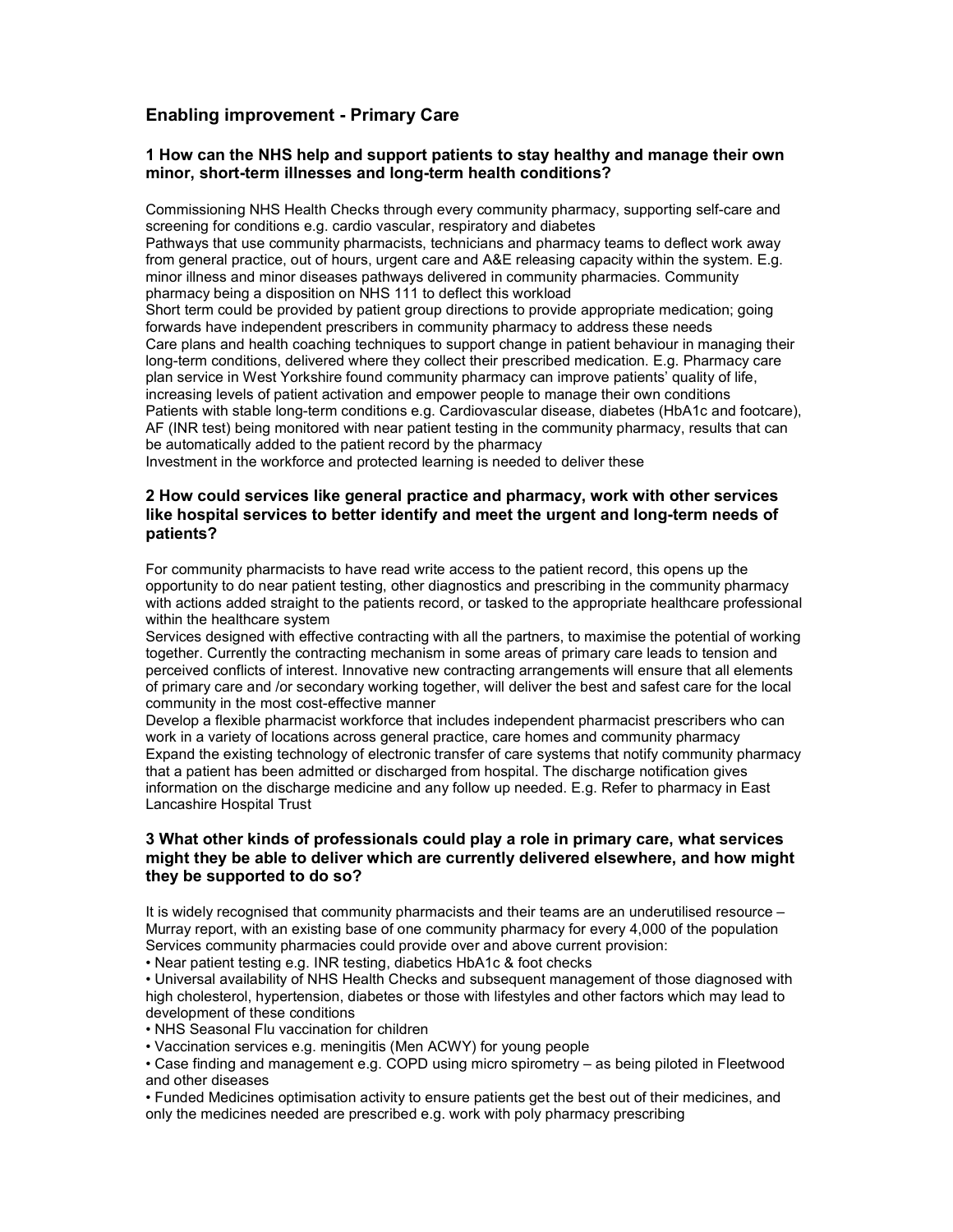## Enabling improvement - Primary Care

### 1 How can the NHS help and support patients to stay healthy and manage their own minor, short-term illnesses and long-term health conditions?

Commissioning NHS Health Checks through every community pharmacy, supporting self-care and screening for conditions e.g. cardio vascular, respiratory and diabetes

Pathways that use community pharmacists, technicians and pharmacy teams to deflect work away from general practice, out of hours, urgent care and A&E releasing capacity within the system. E.g. minor illness and minor diseases pathways delivered in community pharmacies. Community pharmacy being a disposition on NHS 111 to deflect this workload

Short term could be provided by patient group directions to provide appropriate medication; going forwards have independent prescribers in community pharmacy to address these needs

Care plans and health coaching techniques to support change in patient behaviour in managing their long-term conditions, delivered where they collect their prescribed medication. E.g. Pharmacy care plan service in West Yorkshire found community pharmacy can improve patients' quality of life, increasing levels of patient activation and empower people to manage their own conditions

Patients with stable long-term conditions e.g. Cardiovascular disease, diabetes (HbA1c and footcare), AF (INR test) being monitored with near patient testing in the community pharmacy, results that can be automatically added to the patient record by the pharmacy

Investment in the workforce and protected learning is needed to deliver these

### 2 How could services like general practice and pharmacy, work with other services like hospital services to better identify and meet the urgent and long-term needs of patients?

For community pharmacists to have read write access to the patient record, this opens up the opportunity to do near patient testing, other diagnostics and prescribing in the community pharmacy with actions added straight to the patients record, or tasked to the appropriate healthcare professional within the healthcare system

Services designed with effective contracting with all the partners, to maximise the potential of working together. Currently the contracting mechanism in some areas of primary care leads to tension and perceived conflicts of interest. Innovative new contracting arrangements will ensure that all elements of primary care and /or secondary working together, will deliver the best and safest care for the local community in the most cost-effective manner

Develop a flexible pharmacist workforce that includes independent pharmacist prescribers who can work in a variety of locations across general practice, care homes and community pharmacy

Expand the existing technology of electronic transfer of care systems that notify community pharmacy that a patient has been admitted or discharged from hospital. The discharge notification gives information on the discharge medicine and any follow up needed. E.g. Refer to pharmacy in East Lancashire Hospital Trust

### 3 What other kinds of professionals could play a role in primary care, what services might they be able to deliver which are currently delivered elsewhere, and how might they be supported to do so?

It is widely recognised that community pharmacists and their teams are an underutilised resource – Murray report, with an existing base of one community pharmacy for every 4,000 of the population

Services community pharmacies could provide over and above current provision:

- Near patient testing e.g. INR testing, diabetics HbA1c & foot checks
- Universal availability of NHS Health Checks and subsequent management of those diagnosed with high cholesterol, hypertension, diabetes or those with lifestyles and other factors which may lead to development of these conditions
- NHS Seasonal Flu vaccination for children
- Vaccination services e.g. meningitis (Men ACWY) for young people
- Case finding and management e.g. COPD using micro spirometry – as being piloted in Fleetwood and other diseases
- Funded Medicines optimisation activity to ensure patients get the best out of their medicines, and only the medicines needed are prescribed e.g. work with poly pharmacy prescribing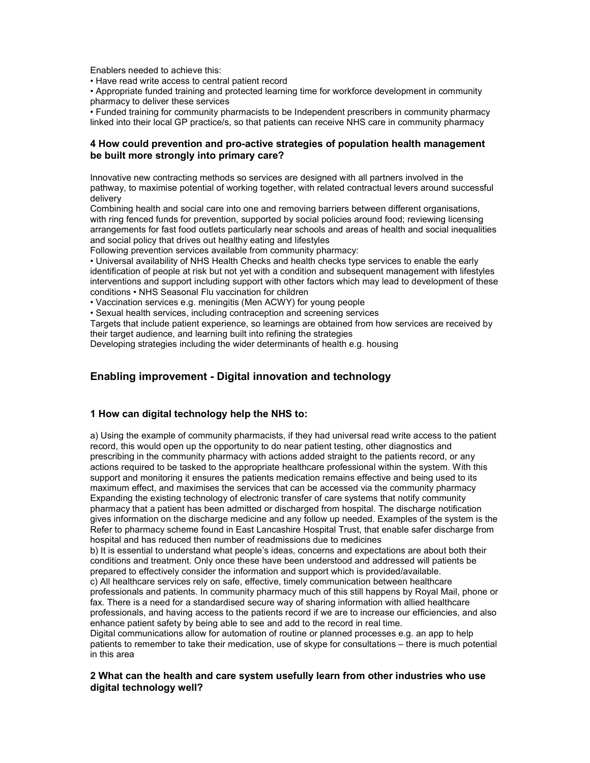Enablers needed to achieve this:

- Have read write access to central patient record
- Appropriate funded training and protected learning time for workforce development in community pharmacy to deliver these services
- Funded training for community pharmacists to be Independent prescribers in community pharmacy linked into their local GP practice/s, so that patients can receive NHS care in community pharmacy

### 4 How could prevention and pro-active strategies of population health management be built more strongly into primary care?

Innovative new contracting methods so services are designed with all partners involved in the pathway, to maximise potential of working together, with related contractual levers around successful delivery

Combining health and social care into one and removing barriers between different organisations, with ring fenced funds for prevention, supported by social policies around food; reviewing licensing arrangements for fast food outlets particularly near schools and areas of health and social inequalities and social policy that drives out healthy eating and lifestyles

Following prevention services available from community pharmacy:

- Universal availability of NHS Health Checks and health checks type services to enable the early identification of people at risk but not yet with a condition and subsequent management with lifestyles interventions and support including support with other factors which may lead to development of these conditions • NHS Seasonal Flu vaccination for children
- Vaccination services e.g. meningitis (Men ACWY) for young people
- Sexual health services, including contraception and screening services

Targets that include patient experience, so learnings are obtained from how services are received by their target audience, and learning built into refining the strategies

Developing strategies including the wider determinants of health e.g. housing

## Enabling improvement - Digital innovation and technology

### 1 How can digital technology help the NHS to:

a) Using the example of community pharmacists, if they had universal read write access to the patient record, this would open up the opportunity to do near patient testing, other diagnostics and prescribing in the community pharmacy with actions added straight to the patients record, or any actions required to be tasked to the appropriate healthcare professional within the system. With this support and monitoring it ensures the patients medication remains effective and being used to its maximum effect, and maximises the services that can be accessed via the community pharmacy

Expanding the existing technology of electronic transfer of care systems that notify community pharmacy that a patient has been admitted or discharged from hospital. The discharge notification gives information on the discharge medicine and any follow up needed. Examples of the system is the Refer to pharmacy scheme found in East Lancashire Hospital Trust, that enable safer discharge from hospital and has reduced then number of readmissions due to medicines

b) It is essential to understand what people's ideas, concerns and expectations are about both their conditions and treatment. Only once these have been understood and addressed will patients be prepared to effectively consider the information and support which is provided/available.

c) All healthcare services rely on safe, effective, timely communication between healthcare professionals and patients. In community pharmacy much of this still happens by Royal Mail, phone or fax. There is a need for a standardised secure way of sharing information with allied healthcare professionals, and having access to the patients record if we are to increase our efficiencies, and also enhance patient safety by being able to see and add to the record in real time.

Digital communications allow for automation of routine or planned processes e.g. an app to help patients to remember to take their medication, use of skype for consultations – there is much potential in this area

### 2 What can the health and care system usefully learn from other industries who use digital technology well?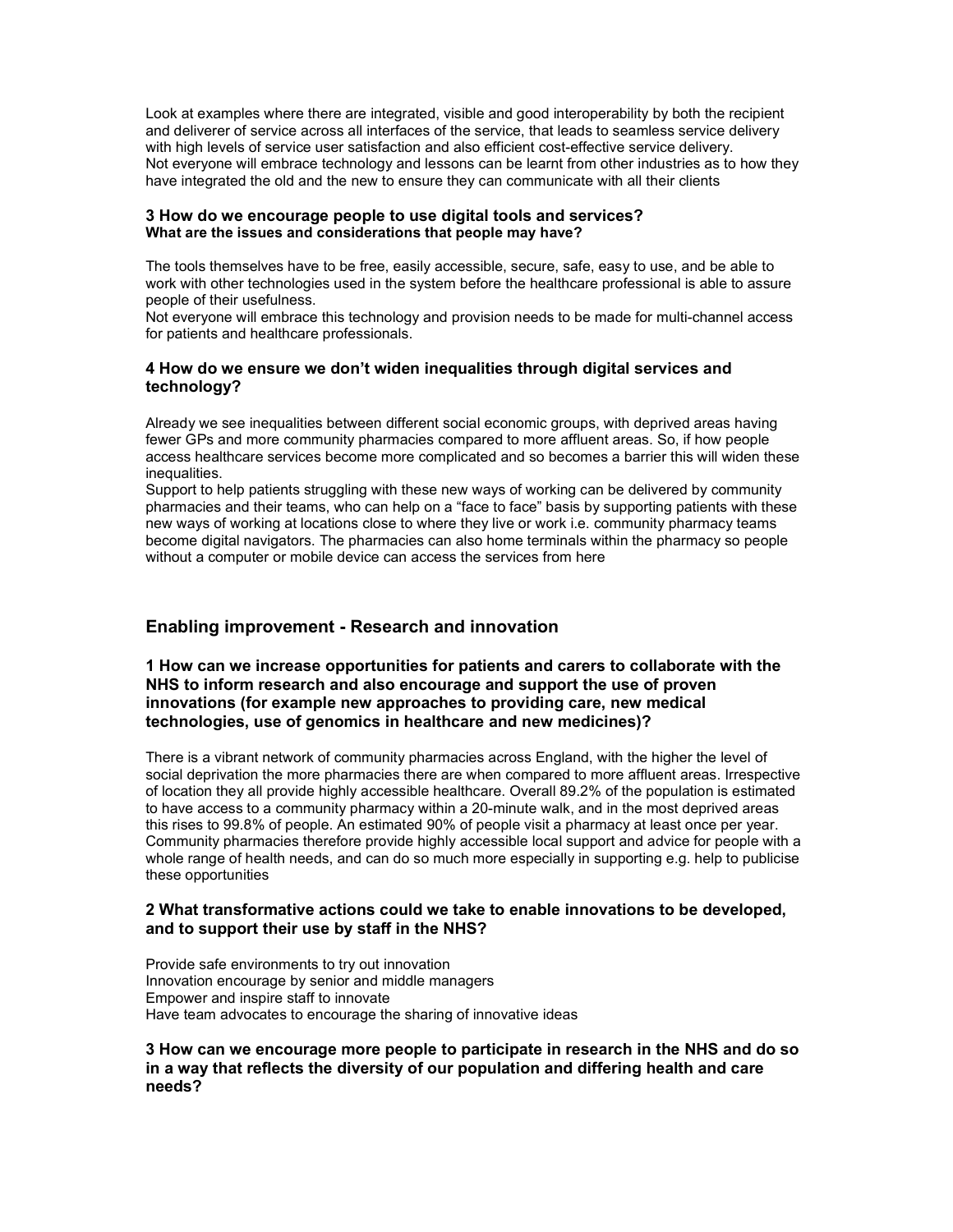Look at examples where there are integrated, visible and good interoperability by both the recipient and deliverer of service across all interfaces of the service, that leads to seamless service delivery with high levels of service user satisfaction and also efficient cost-effective service delivery.
Not everyone will embrace technology and lessons can be learnt from other industries as to how they have integrated the old and the new to ensure they can communicate with all their clients

### 3 How do we encourage people to use digital tools and services?

**What are the issues and considerations that people may have?**

The tools themselves have to be free, easily accessible, secure, safe, easy to use, and be able to work with other technologies used in the system before the healthcare professional is able to assure people of their usefulness.
Not everyone will embrace this technology and provision needs to be made for multi-channel access for patients and healthcare professionals.

### 4 How do we ensure we don't widen inequalities through digital services and technology?

Already we see inequalities between different social economic groups, with deprived areas having fewer GPs and more community pharmacies compared to more affluent areas. So, if how people access healthcare services become more complicated and so becomes a barrier this will widen these inequalities.
Support to help patients struggling with these new ways of working can be delivered by community pharmacies and their teams, who can help on a "face to face" basis by supporting patients with these new ways of working at locations close to where they live or work i.e. community pharmacy teams become digital navigators. The pharmacies can also home terminals within the pharmacy so people without a computer or mobile device can access the services from here

## Enabling improvement - Research and innovation

### 1 How can we increase opportunities for patients and carers to collaborate with the NHS to inform research and also encourage and support the use of proven innovations (for example new approaches to providing care, new medical technologies, use of genomics in healthcare and new medicines)?

There is a vibrant network of community pharmacies across England, with the higher the level of social deprivation the more pharmacies there are when compared to more affluent areas. Irrespective of location they all provide highly accessible healthcare. Overall 89.2% of the population is estimated to have access to a community pharmacy within a 20-minute walk, and in the most deprived areas this rises to 99.8% of people. An estimated 90% of people visit a pharmacy at least once per year. Community pharmacies therefore provide highly accessible local support and advice for people with a whole range of health needs, and can do so much more especially in supporting e.g. help to publicise these opportunities

### 2 What transformative actions could we take to enable innovations to be developed, and to support their use by staff in the NHS?

Provide safe environments to try out innovation
Innovation encourage by senior and middle managers
Empower and inspire staff to innovate
Have team advocates to encourage the sharing of innovative ideas

### 3 How can we encourage more people to participate in research in the NHS and do so in a way that reflects the diversity of our population and differing health and care needs?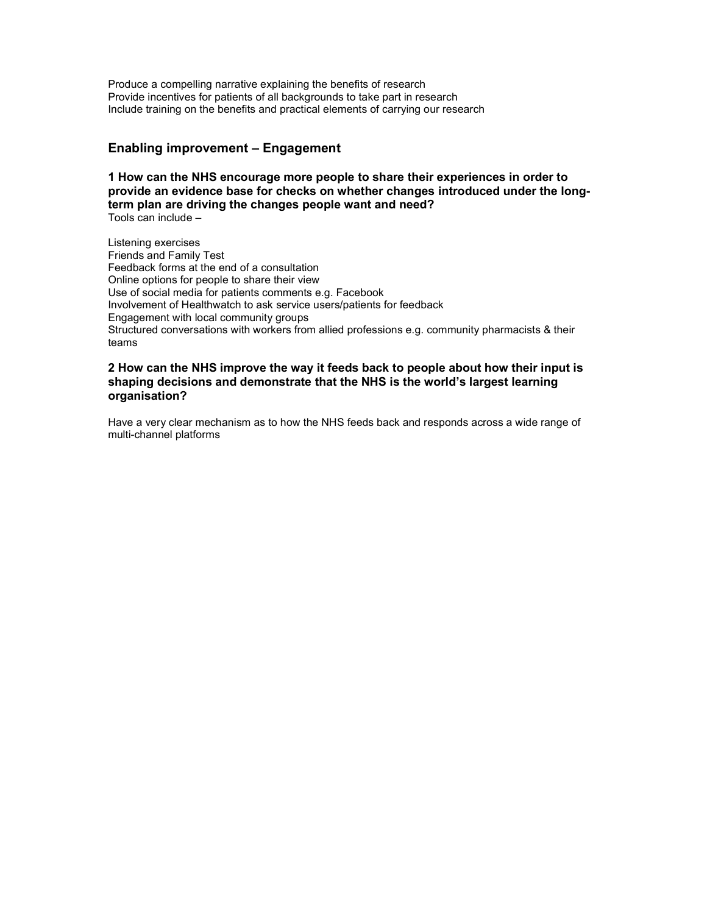Produce a compelling narrative explaining the benefits of research
Provide incentives for patients of all backgrounds to take part in research
Include training on the benefits and practical elements of carrying our research

## Enabling improvement – Engagement

### 1 How can the NHS encourage more people to share their experiences in order to provide an evidence base for checks on whether changes introduced under the long-term plan are driving the changes people want and need?

Tools can include –

Listening exercises
Friends and Family Test
Feedback forms at the end of a consultation
Online options for people to share their view
Use of social media for patients comments e.g. Facebook
Involvement of Healthwatch to ask service users/patients for feedback
Engagement with local community groups
Structured conversations with workers from allied professions e.g. community pharmacists & their teams

### 2 How can the NHS improve the way it feeds back to people about how their input is shaping decisions and demonstrate that the NHS is the world's largest learning organisation?

Have a very clear mechanism as to how the NHS feeds back and responds across a wide range of multi-channel platforms